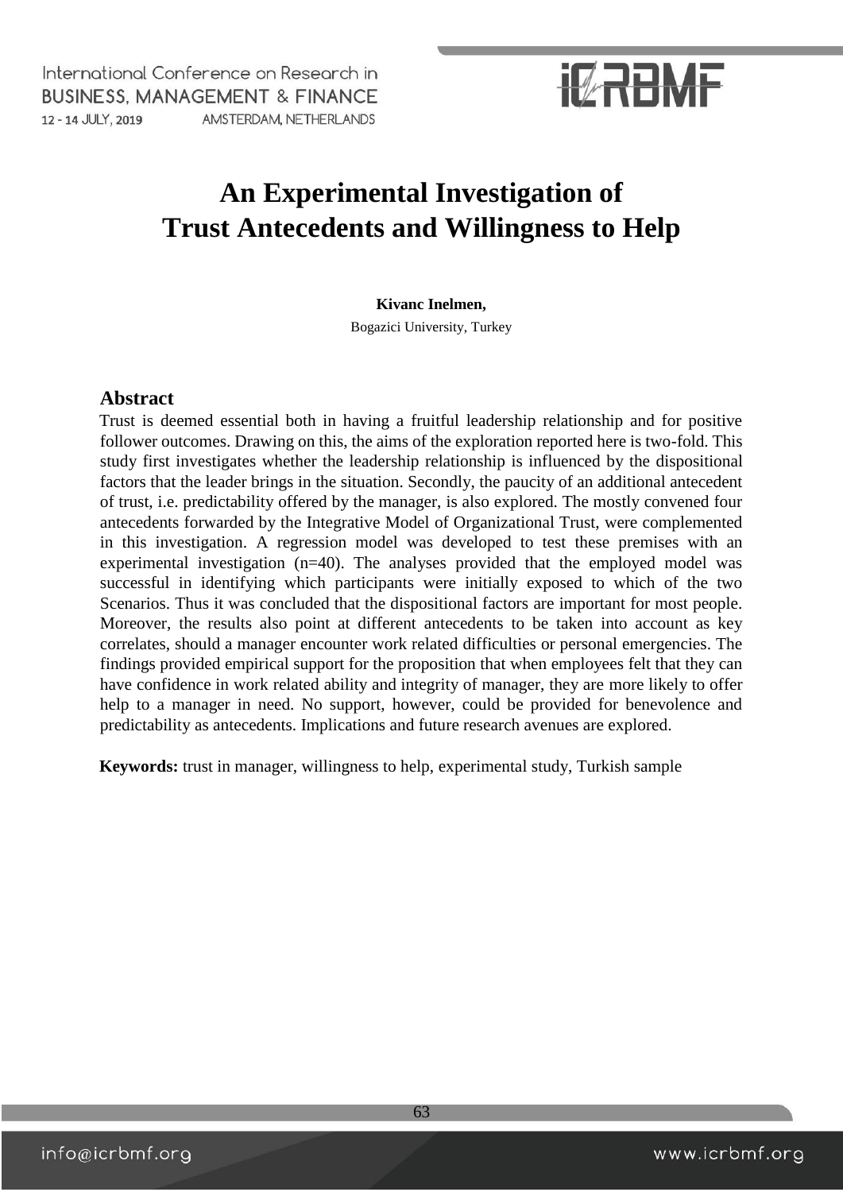# An Experimental Investigation of Trust Antecedents and Willingness to Help

**Kivanc Inelmen,**

Bogazici University, Turkey

## Abstract

Trust is deemed essential both in having a fruitful leadership relationship and for positive follower outcomes. Drawing on this, the aims of the exploration reported here is two-fold. This study first investigates whether the leadership relationship is influenced by the dispositional factors that the leader brings in the situation. Secondly, the paucity of an additional antecedent of trust, i.e. predictability offered by the manager, is also explored. The mostly convened four antecedents forwarded by the Integrative Model of Organizational Trust, were complemented in this investigation. A regression model was developed to test these premises with an experimental investigation (n=40). The analyses provided that the employed model was successful in identifying which participants were initially exposed to which of the two Scenarios. Thus it was concluded that the dispositional factors are important for most people. Moreover, the results also point at different antecedents to be taken into account as key correlates, should a manager encounter work related difficulties or personal emergencies. The findings provided empirical support for the proposition that when employees felt that they can have confidence in work related ability and integrity of manager, they are more likely to offer help to a manager in need. No support, however, could be provided for benevolence and predictability as antecedents. Implications and future research avenues are explored.

**Keywords:** trust in manager, willingness to help, experimental study, Turkish sample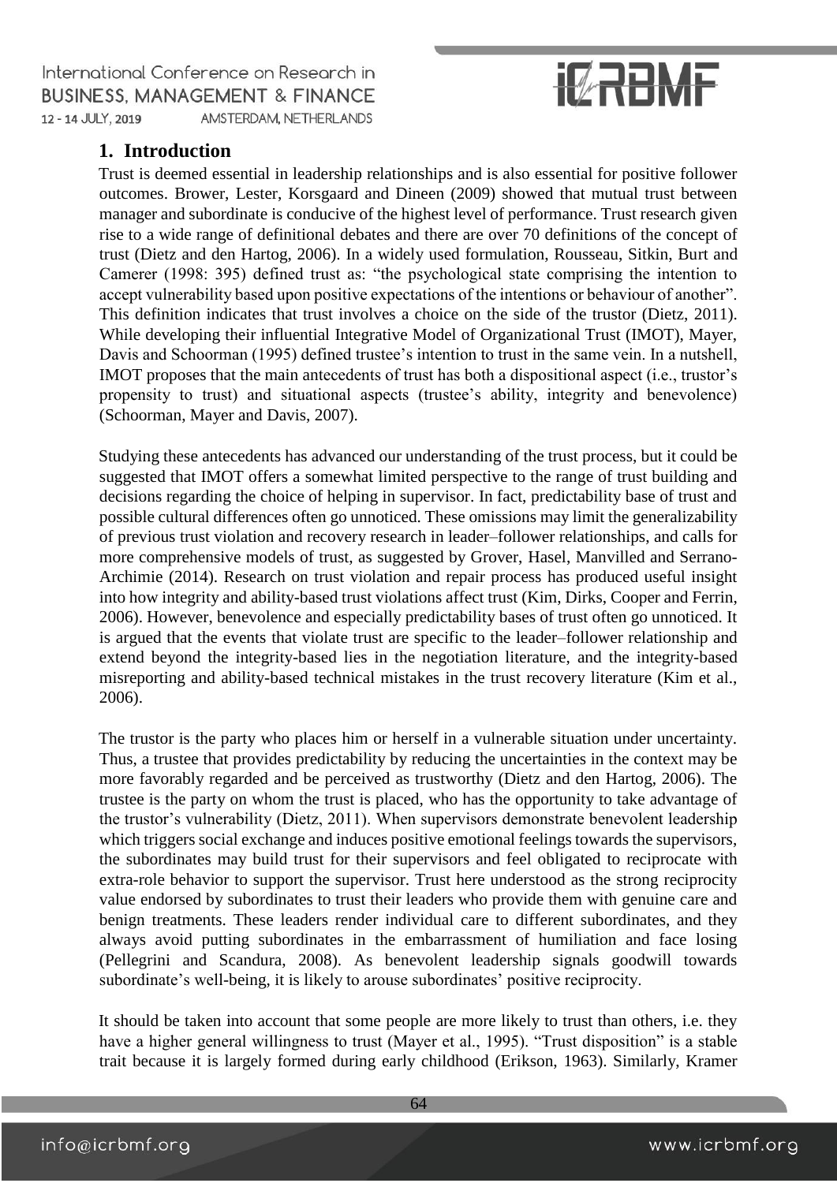## 1. Introduction

Trust is deemed essential in leadership relationships and is also essential for positive follower outcomes. Brower, Lester, Korsgaard and Dineen (2009) showed that mutual trust between manager and subordinate is conducive of the highest level of performance. Trust research given rise to a wide range of definitional debates and there are over 70 definitions of the concept of trust (Dietz and den Hartog, 2006). In a widely used formulation, Rousseau, Sitkin, Burt and Camerer (1998: 395) defined trust as: "the psychological state comprising the intention to accept vulnerability based upon positive expectations of the intentions or behaviour of another". This definition indicates that trust involves a choice on the side of the trustor (Dietz, 2011). While developing their influential Integrative Model of Organizational Trust (IMOT), Mayer, Davis and Schoorman (1995) defined trustee's intention to trust in the same vein. In a nutshell, IMOT proposes that the main antecedents of trust has both a dispositional aspect (i.e., trustor's propensity to trust) and situational aspects (trustee's ability, integrity and benevolence) (Schoorman, Mayer and Davis, 2007).

Studying these antecedents has advanced our understanding of the trust process, but it could be suggested that IMOT offers a somewhat limited perspective to the range of trust building and decisions regarding the choice of helping in supervisor. In fact, predictability base of trust and possible cultural differences often go unnoticed. These omissions may limit the generalizability of previous trust violation and recovery research in leader–follower relationships, and calls for more comprehensive models of trust, as suggested by Grover, Hasel, Manvilled and Serrano-Archimie (2014). Research on trust violation and repair process has produced useful insight into how integrity and ability-based trust violations affect trust (Kim, Dirks, Cooper and Ferrin, 2006). However, benevolence and especially predictability bases of trust often go unnoticed. It is argued that the events that violate trust are specific to the leader–follower relationship and extend beyond the integrity-based lies in the negotiation literature, and the integrity-based misreporting and ability-based technical mistakes in the trust recovery literature (Kim et al., 2006).

The trustor is the party who places him or herself in a vulnerable situation under uncertainty. Thus, a trustee that provides predictability by reducing the uncertainties in the context may be more favorably regarded and be perceived as trustworthy (Dietz and den Hartog, 2006). The trustee is the party on whom the trust is placed, who has the opportunity to take advantage of the trustor's vulnerability (Dietz, 2011). When supervisors demonstrate benevolent leadership which triggers social exchange and induces positive emotional feelings towards the supervisors, the subordinates may build trust for their supervisors and feel obligated to reciprocate with extra-role behavior to support the supervisor. Trust here understood as the strong reciprocity value endorsed by subordinates to trust their leaders who provide them with genuine care and benign treatments. These leaders render individual care to different subordinates, and they always avoid putting subordinates in the embarrassment of humiliation and face losing (Pellegrini and Scandura, 2008). As benevolent leadership signals goodwill towards subordinate's well-being, it is likely to arouse subordinates' positive reciprocity.

It should be taken into account that some people are more likely to trust than others, i.e. they have a higher general willingness to trust (Mayer et al., 1995). "Trust disposition" is a stable trait because it is largely formed during early childhood (Erikson, 1963). Similarly, Kramer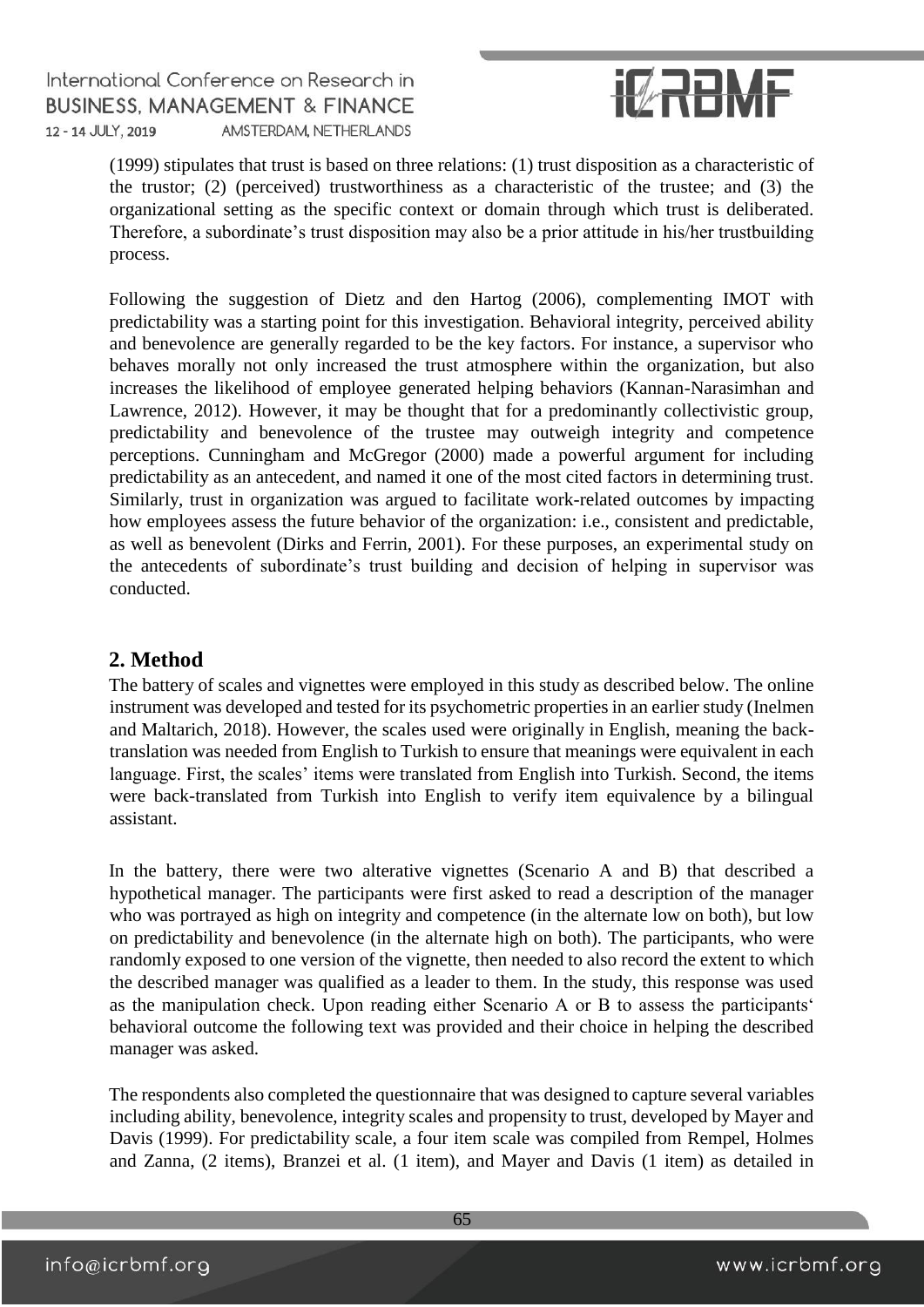(1999) stipulates that trust is based on three relations: (1) trust disposition as a characteristic of the trustor; (2) (perceived) trustworthiness as a characteristic of the trustee; and (3) the organizational setting as the specific context or domain through which trust is deliberated. Therefore, a subordinate's trust disposition may also be a prior attitude in his/her trustbuilding process.

Following the suggestion of Dietz and den Hartog (2006), complementing IMOT with predictability was a starting point for this investigation. Behavioral integrity, perceived ability and benevolence are generally regarded to be the key factors. For instance, a supervisor who behaves morally not only increased the trust atmosphere within the organization, but also increases the likelihood of employee generated helping behaviors (Kannan-Narasimhan and Lawrence, 2012). However, it may be thought that for a predominantly collectivistic group, predictability and benevolence of the trustee may outweigh integrity and competence perceptions. Cunningham and McGregor (2000) made a powerful argument for including predictability as an antecedent, and named it one of the most cited factors in determining trust. Similarly, trust in organization was argued to facilitate work-related outcomes by impacting how employees assess the future behavior of the organization: i.e., consistent and predictable, as well as benevolent (Dirks and Ferrin, 2001). For these purposes, an experimental study on the antecedents of subordinate's trust building and decision of helping in supervisor was conducted.

## 2. Method

The battery of scales and vignettes were employed in this study as described below. The online instrument was developed and tested for its psychometric properties in an earlier study (Inelmen and Maltarich, 2018). However, the scales used were originally in English, meaning the back-translation was needed from English to Turkish to ensure that meanings were equivalent in each language. First, the scales' items were translated from English into Turkish. Second, the items were back-translated from Turkish into English to verify item equivalence by a bilingual assistant.

In the battery, there were two alterative vignettes (Scenario A and B) that described a hypothetical manager. The participants were first asked to read a description of the manager who was portrayed as high on integrity and competence (in the alternate low on both), but low on predictability and benevolence (in the alternate high on both). The participants, who were randomly exposed to one version of the vignette, then needed to also record the extent to which the described manager was qualified as a leader to them. In the study, this response was used as the manipulation check. Upon reading either Scenario A or B to assess the participants' behavioral outcome the following text was provided and their choice in helping the described manager was asked.

The respondents also completed the questionnaire that was designed to capture several variables including ability, benevolence, integrity scales and propensity to trust, developed by Mayer and Davis (1999). For predictability scale, a four item scale was compiled from Rempel, Holmes and Zanna, (2 items), Branzei et al. (1 item), and Mayer and Davis (1 item) as detailed in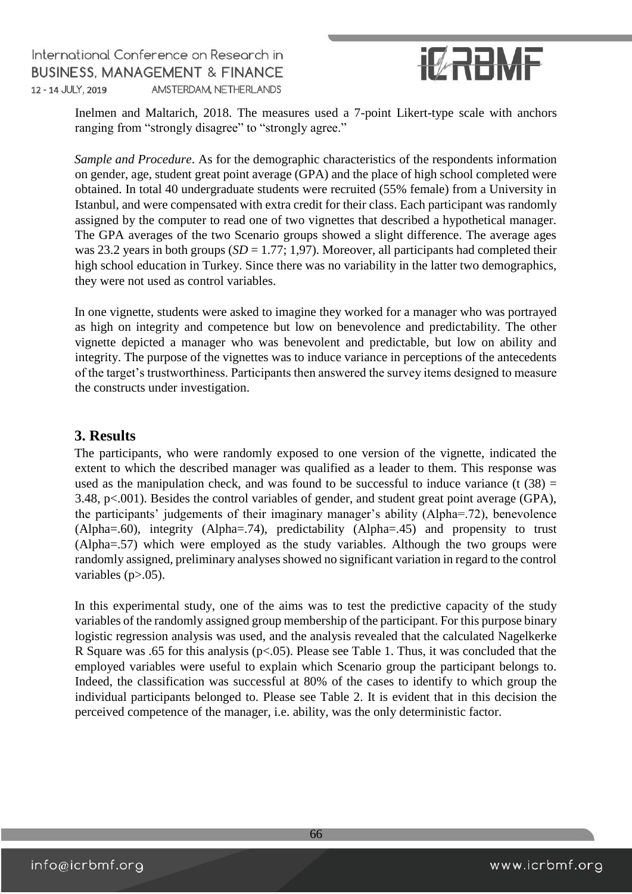Inelmen and Maltarich, 2018. The measures used a 7-point Likert-type scale with anchors ranging from "strongly disagree" to "strongly agree."

*Sample and Procedure*. As for the demographic characteristics of the respondents information on gender, age, student great point average (GPA) and the place of high school completed were obtained. In total 40 undergraduate students were recruited (55% female) from a University in Istanbul, and were compensated with extra credit for their class. Each participant was randomly assigned by the computer to read one of two vignettes that described a hypothetical manager. The GPA averages of the two Scenario groups showed a slight difference. The average ages was 23.2 years in both groups (*SD* = 1.77; 1,97). Moreover, all participants had completed their high school education in Turkey. Since there was no variability in the latter two demographics, they were not used as control variables.

In one vignette, students were asked to imagine they worked for a manager who was portrayed as high on integrity and competence but low on benevolence and predictability. The other vignette depicted a manager who was benevolent and predictable, but low on ability and integrity. The purpose of the vignettes was to induce variance in perceptions of the antecedents of the target's trustworthiness. Participants then answered the survey items designed to measure the constructs under investigation.

## 3. Results

The participants, who were randomly exposed to one version of the vignette, indicated the extent to which the described manager was qualified as a leader to them. This response was used as the manipulation check, and was found to be successful to induce variance ($t\ (38) = 3.48$, $p<.001$). Besides the control variables of gender, and student great point average (GPA), the participants' judgements of their imaginary manager's ability (Alpha=.72), benevolence (Alpha=.60), integrity (Alpha=.74), predictability (Alpha=.45) and propensity to trust (Alpha=.57) which were employed as the study variables. Although the two groups were randomly assigned, preliminary analyses showed no significant variation in regard to the control variables ($p>.05$).

In this experimental study, one of the aims was to test the predictive capacity of the study variables of the randomly assigned group membership of the participant. For this purpose binary logistic regression analysis was used, and the analysis revealed that the calculated Nagelkerke R Square was .65 for this analysis ($p<.05$). Please see Table 1. Thus, it was concluded that the employed variables were useful to explain which Scenario group the participant belongs to. Indeed, the classification was successful at 80% of the cases to identify to which group the individual participants belonged to. Please see Table 2. It is evident that in this decision the perceived competence of the manager, i.e. ability, was the only deterministic factor.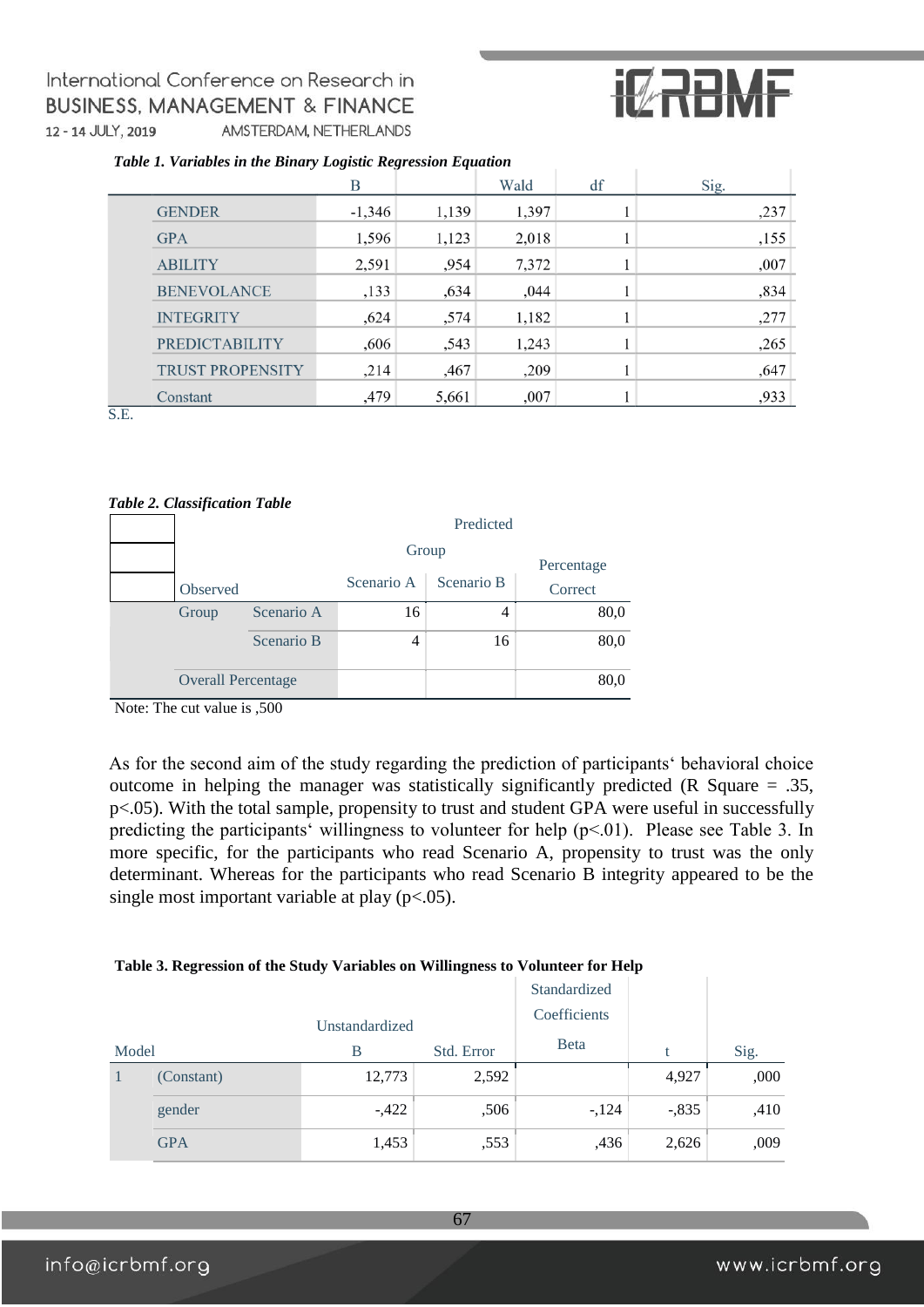**Table 1. Variables in the Binary Logistic Regression Equation**

| | B | S.E. | Wald | df | Sig. |
|---|---|---|---|---|---|
| GENDER | -1,346 | 1,139 | 1,397 | 1 | ,237 |
| GPA | 1,596 | 1,123 | 2,018 | 1 | ,155 |
| ABILITY | 2,591 | ,954 | 7,372 | 1 | ,007 |
| BENEVOLANCE | ,133 | ,634 | ,044 | 1 | ,834 |
| INTEGRITY | ,624 | ,574 | 1,182 | 1 | ,277 |
| PREDICTABILITY | ,606 | ,543 | 1,243 | 1 | ,265 |
| TRUST PROPENSITY | ,214 | ,467 | ,209 | 1 | ,647 |
| Constant | ,479 | 5,661 | ,007 | 1 | ,933 |

***Table 2. Classification Table***

| Observed | | Predicted: Group – Scenario A | Predicted: Group – Scenario B | Percentage Correct |
|---|---|---|---|---|
| Group | Scenario A | 16 | 4 | 80,0 |
| | Scenario B | 4 | 16 | 80,0 |
| Overall Percentage | | | | 80,0 |

Note: The cut value is ,500

As for the second aim of the study regarding the prediction of participants‘ behavioral choice outcome in helping the manager was statistically significantly predicted (R Square = .35, p<.05). With the total sample, propensity to trust and student GPA were useful in successfully predicting the participants‘ willingness to volunteer for help (p<.01). Please see Table 3. In more specific, for the participants who read Scenario A, propensity to trust was the only determinant. Whereas for the participants who read Scenario B integrity appeared to be the single most important variable at play (p<.05).

**Table 3. Regression of the Study Variables on Willingness to Volunteer for Help**

| Model | | Unstandardized B | Std. Error | Standardized Coefficients Beta | t | Sig. |
|---|---|---|---|---|---|---|
| 1 | (Constant) | 12,773 | 2,592 | | 4,927 | ,000 |
| | gender | -,422 | ,506 | -,124 | -,835 | ,410 |
| | GPA | 1,453 | ,553 | ,436 | 2,626 | ,009 |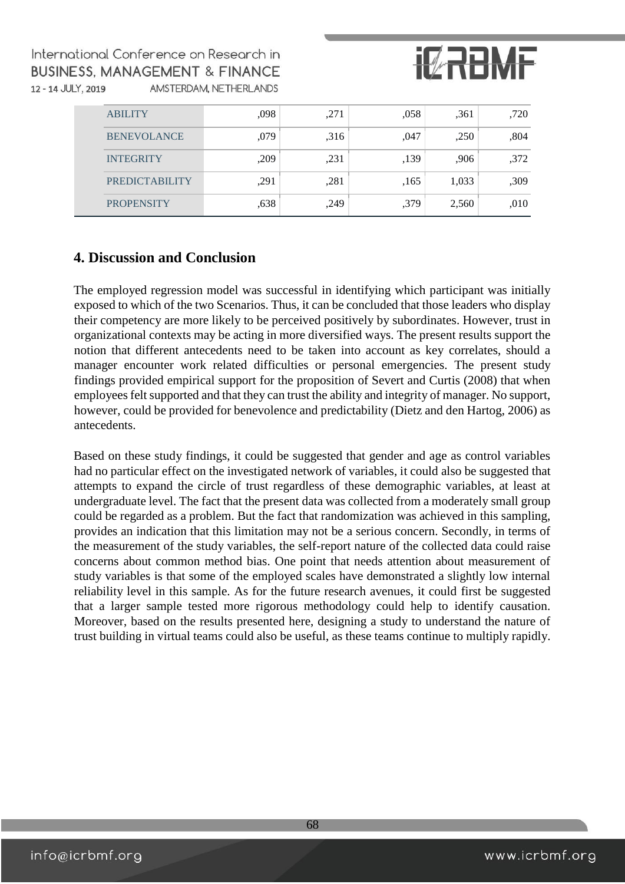| | | | | | |
|---|---|---|---|---|---|
| ABILITY | ,098 | ,271 | ,058 | ,361 | ,720 |
| BENEVOLANCE | ,079 | ,316 | ,047 | ,250 | ,804 |
| INTEGRITY | ,209 | ,231 | ,139 | ,906 | ,372 |
| PREDICTABILITY | ,291 | ,281 | ,165 | 1,033 | ,309 |
| PROPENSITY | ,638 | ,249 | ,379 | 2,560 | ,010 |

## 4. Discussion and Conclusion

The employed regression model was successful in identifying which participant was initially exposed to which of the two Scenarios. Thus, it can be concluded that those leaders who display their competency are more likely to be perceived positively by subordinates. However, trust in organizational contexts may be acting in more diversified ways. The present results support the notion that different antecedents need to be taken into account as key correlates, should a manager encounter work related difficulties or personal emergencies. The present study findings provided empirical support for the proposition of Severt and Curtis (2008) that when employees felt supported and that they can trust the ability and integrity of manager. No support, however, could be provided for benevolence and predictability (Dietz and den Hartog, 2006) as antecedents.

Based on these study findings, it could be suggested that gender and age as control variables had no particular effect on the investigated network of variables, it could also be suggested that attempts to expand the circle of trust regardless of these demographic variables, at least at undergraduate level. The fact that the present data was collected from a moderately small group could be regarded as a problem. But the fact that randomization was achieved in this sampling, provides an indication that this limitation may not be a serious concern. Secondly, in terms of the measurement of the study variables, the self-report nature of the collected data could raise concerns about common method bias. One point that needs attention about measurement of study variables is that some of the employed scales have demonstrated a slightly low internal reliability level in this sample. As for the future research avenues, it could first be suggested that a larger sample tested more rigorous methodology could help to identify causation. Moreover, based on the results presented here, designing a study to understand the nature of trust building in virtual teams could also be useful, as these teams continue to multiply rapidly.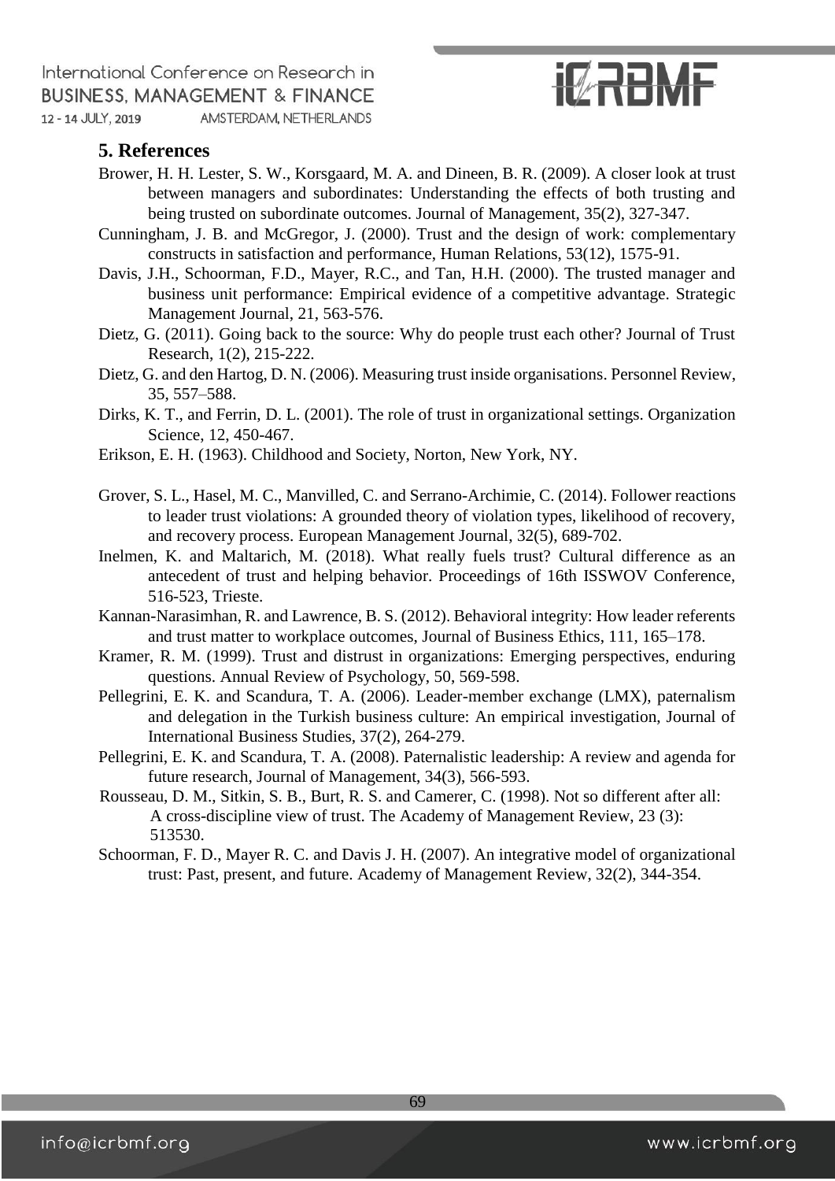## 5. References

Brower, H. H. Lester, S. W., Korsgaard, M. A. and Dineen, B. R. (2009). A closer look at trust between managers and subordinates: Understanding the effects of both trusting and being trusted on subordinate outcomes. Journal of Management, 35(2), 327-347.

Cunningham, J. B. and McGregor, J. (2000). Trust and the design of work: complementary constructs in satisfaction and performance, Human Relations, 53(12), 1575-91.

Davis, J.H., Schoorman, F.D., Mayer, R.C., and Tan, H.H. (2000). The trusted manager and business unit performance: Empirical evidence of a competitive advantage. Strategic Management Journal, 21, 563-576.

Dietz, G. (2011). Going back to the source: Why do people trust each other? Journal of Trust Research, 1(2), 215-222.

Dietz, G. and den Hartog, D. N. (2006). Measuring trust inside organisations. Personnel Review, 35, 557–588.

Dirks, K. T., and Ferrin, D. L. (2001). The role of trust in organizational settings. Organization Science, 12, 450-467.

Erikson, E. H. (1963). Childhood and Society, Norton, New York, NY.

Grover, S. L., Hasel, M. C., Manvilled, C. and Serrano-Archimie, C. (2014). Follower reactions to leader trust violations: A grounded theory of violation types, likelihood of recovery, and recovery process. European Management Journal, 32(5), 689-702.

Inelmen, K. and Maltarich, M. (2018). What really fuels trust? Cultural difference as an antecedent of trust and helping behavior. Proceedings of 16th ISSWOV Conference, 516-523, Trieste.

Kannan-Narasimhan, R. and Lawrence, B. S. (2012). Behavioral integrity: How leader referents and trust matter to workplace outcomes, Journal of Business Ethics, 111, 165–178.

Kramer, R. M. (1999). Trust and distrust in organizations: Emerging perspectives, enduring questions. Annual Review of Psychology, 50, 569-598.

Pellegrini, E. K. and Scandura, T. A. (2006). Leader-member exchange (LMX), paternalism and delegation in the Turkish business culture: An empirical investigation, Journal of International Business Studies, 37(2), 264-279.

Pellegrini, E. K. and Scandura, T. A. (2008). Paternalistic leadership: A review and agenda for future research, Journal of Management, 34(3), 566-593.

Rousseau, D. M., Sitkin, S. B., Burt, R. S. and Camerer, C. (1998). Not so different after all: A cross-discipline view of trust. The Academy of Management Review, 23 (3): 513530.

Schoorman, F. D., Mayer R. C. and Davis J. H. (2007). An integrative model of organizational trust: Past, present, and future. Academy of Management Review, 32(2), 344-354.